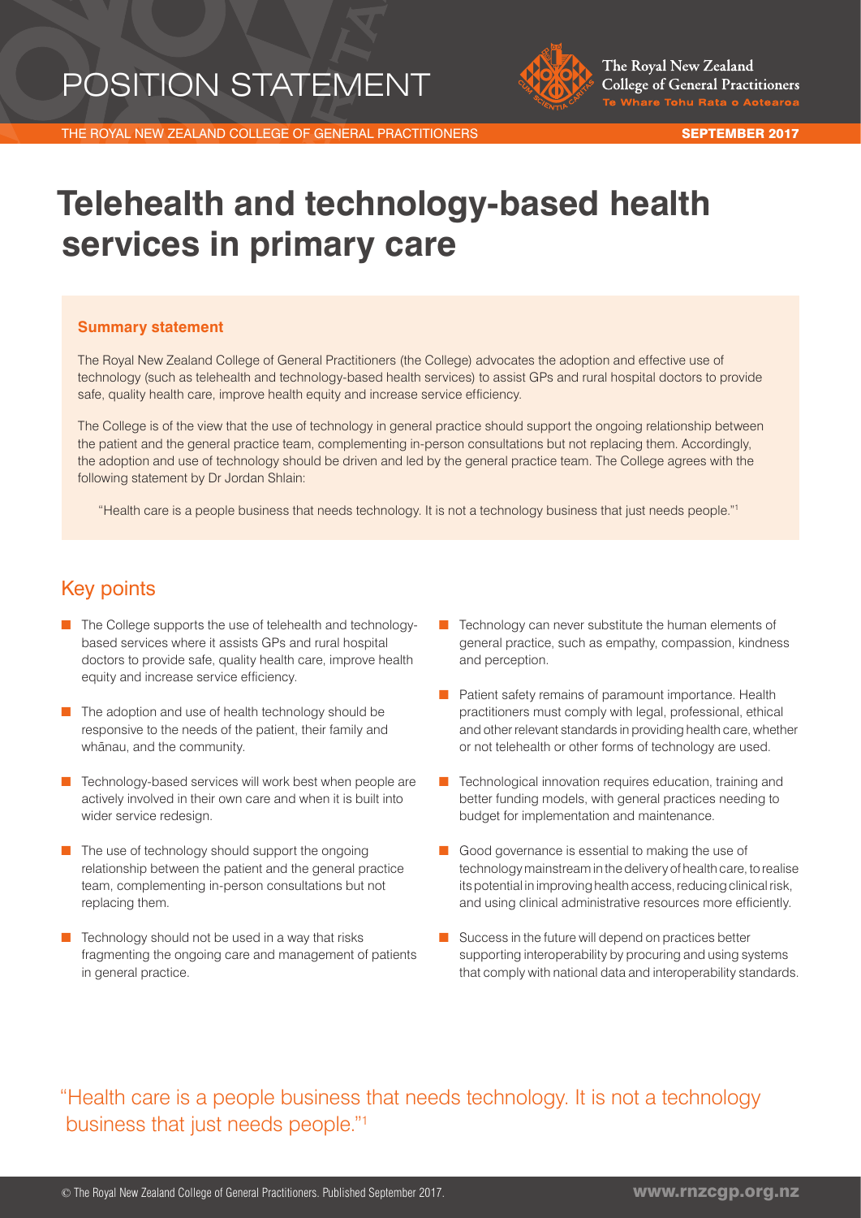# POSITION STATEMENT

THE ROYAL NEW ZEALAND COLLEGE OF GENERAL PRACTITIONERS — SEPTEMBER 2017

# Telehealth and technology-based health services in primary care

**Summary statement**

The Royal New Zealand College of General Practitioners (the College) advocates the adoption and effective use of technology (such as telehealth and technology-based health services) to assist GPs and rural hospital doctors to provide safe, quality health care, improve health equity and increase service efficiency.

The College is of the view that the use of technology in general practice should support the ongoing relationship between the patient and the general practice team, complementing in-person consultations but not replacing them. Accordingly, the adoption and use of technology should be driven and led by the general practice team. The College agrees with the following statement by Dr Jordan Shlain:

"Health care is a people business that needs technology. It is not a technology business that just needs people."[1]

## Key points

- The College supports the use of telehealth and technology-based services where it assists GPs and rural hospital doctors to provide safe, quality health care, improve health equity and increase service efficiency.
- The adoption and use of health technology should be responsive to the needs of the patient, their family and whānau, and the community.
- Technology-based services will work best when people are actively involved in their own care and when it is built into wider service redesign.
- The use of technology should support the ongoing relationship between the patient and the general practice team, complementing in-person consultations but not replacing them.
- Technology should not be used in a way that risks fragmenting the ongoing care and management of patients in general practice.
- Technology can never substitute the human elements of general practice, such as empathy, compassion, kindness and perception.
- Patient safety remains of paramount importance. Health practitioners must comply with legal, professional, ethical and other relevant standards in providing health care, whether or not telehealth or other forms of technology are used.
- Technological innovation requires education, training and better funding models, with general practices needing to budget for implementation and maintenance.
- Good governance is essential to making the use of technology mainstream in the delivery of health care, to realise its potential in improving health access, reducing clinical risk, and using clinical administrative resources more efficiently.
- Success in the future will depend on practices better supporting interoperability by procuring and using systems that comply with national data and interoperability standards.

"Health care is a people business that needs technology. It is not a technology business that just needs people."[1]

© The Royal New Zealand College of General Practitioners. Published September 2017.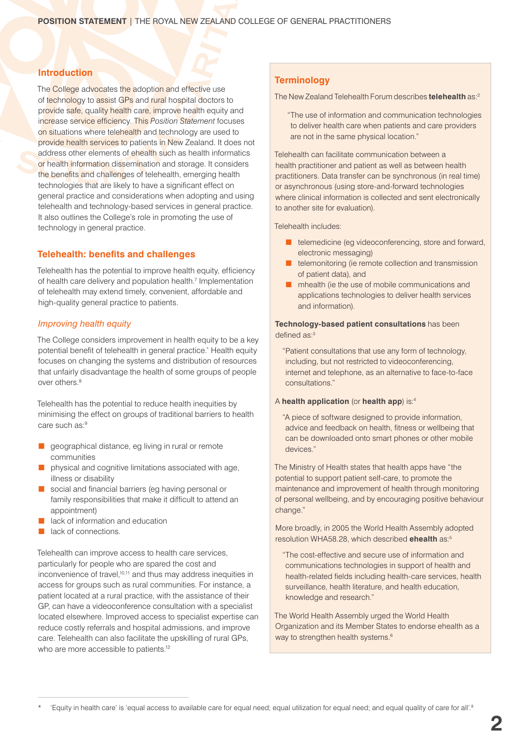## Introduction

The College advocates the adoption and effective use of technology to assist GPs and rural hospital doctors to provide safe, quality health care, improve health equity and increase service efficiency. This *Position Statement* focuses on situations where telehealth and technology are used to provide health services to patients in New Zealand. It does not address other elements of ehealth such as health informatics or health information dissemination and storage. It considers the benefits and challenges of telehealth, emerging health technologies that are likely to have a significant effect on general practice and considerations when adopting and using telehealth and technology-based services in general practice. It also outlines the College's role in promoting the use of technology in general practice.

## Telehealth: benefits and challenges

Telehealth has the potential to improve health equity, efficiency of health care delivery and population health.[7] Implementation of telehealth may extend timely, convenient, affordable and high-quality general practice to patients.

### *Improving health equity*

The College considers improvement in health equity to be a key potential benefit of telehealth in general practice.* Health equity focuses on changing the systems and distribution of resources that unfairly disadvantage the health of some groups of people over others.[8]

Telehealth has the potential to reduce health inequities by minimising the effect on groups of traditional barriers to health care such as:[9]

- geographical distance, eg living in rural or remote communities
- physical and cognitive limitations associated with age, illness or disability
- social and financial barriers (eg having personal or family responsibilities that make it difficult to attend an appointment)
- lack of information and education
- lack of connections.

Telehealth can improve access to health care services, particularly for people who are spared the cost and inconvenience of travel,[10,11] and thus may address inequities in access for groups such as rural communities. For instance, a patient located at a rural practice, with the assistance of their GP, can have a videoconference consultation with a specialist located elsewhere. Improved access to specialist expertise can reduce costly referrals and hospital admissions, and improve care. Telehealth can also facilitate the upskilling of rural GPs, who are more accessible to patients.[12]

## Terminology

The New Zealand Telehealth Forum describes **telehealth** as:[2]

> "The use of information and communication technologies to deliver health care when patients and care providers are not in the same physical location."

Telehealth can facilitate communication between a health practitioner and patient as well as between health practitioners. Data transfer can be synchronous (in real time) or asynchronous (using store-and-forward technologies where clinical information is collected and sent electronically to another site for evaluation).

Telehealth includes:

- telemedicine (eg videoconferencing, store and forward, electronic messaging)
- telemonitoring (ie remote collection and transmission of patient data), and
- mhealth (ie the use of mobile communications and applications technologies to deliver health services and information).

**Technology-based patient consultations** has been defined as:[3]

> "Patient consultations that use any form of technology, including, but not restricted to videoconferencing, internet and telephone, as an alternative to face-to-face consultations."

A **health application** (or **health app**) is:[4]

> "A piece of software designed to provide information, advice and feedback on health, fitness or wellbeing that can be downloaded onto smart phones or other mobile devices."

The Ministry of Health states that health apps have "the potential to support patient self-care, to promote the maintenance and improvement of health through monitoring of personal wellbeing, and by encouraging positive behaviour change."

More broadly, in 2005 the World Health Assembly adopted resolution WHA58.28, which described **ehealth** as:[5]

> "The cost-effective and secure use of information and communications technologies in support of health and health-related fields including health-care services, health surveillance, health literature, and health education, knowledge and research."

The World Health Assembly urged the World Health Organization and its Member States to endorse ehealth as a way to strengthen health systems.[6]

---

\* 'Equity in health care' is 'equal access to available care for equal need; equal utilization for equal need; and equal quality of care for all'.[8]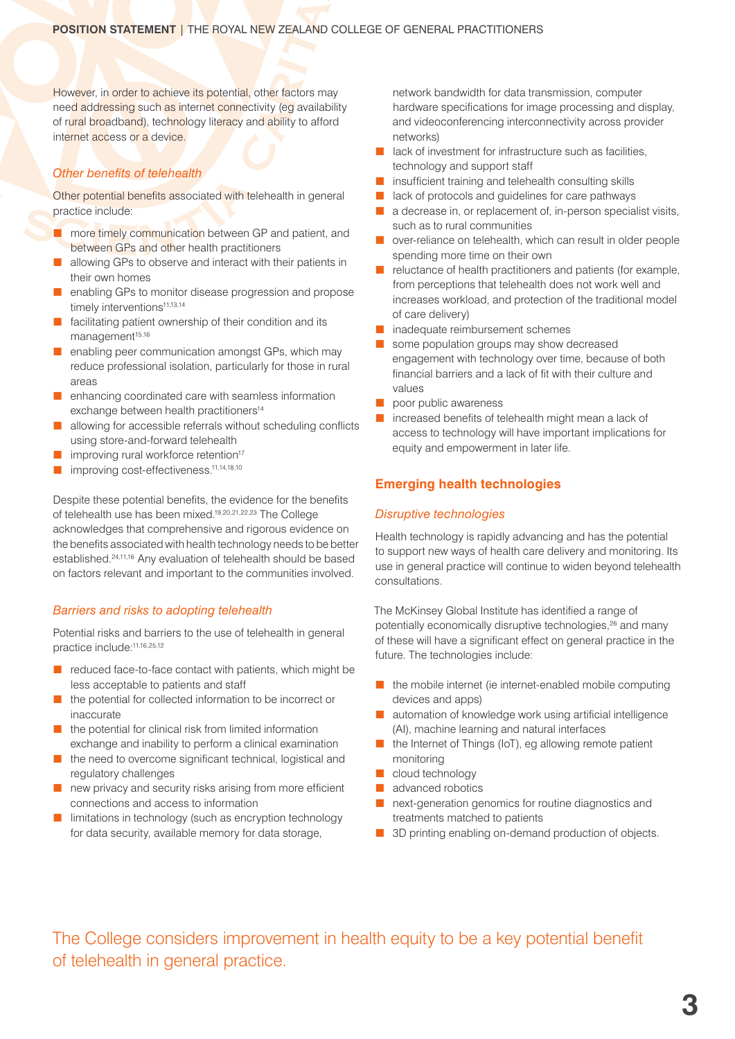However, in order to achieve its potential, other factors may need addressing such as internet connectivity (eg availability of rural broadband), technology literacy and ability to afford internet access or a device.

### *Other benefits of telehealth*

Other potential benefits associated with telehealth in general practice include:

- more timely communication between GP and patient, and between GPs and other health practitioners
- allowing GPs to observe and interact with their patients in their own homes
- enabling GPs to monitor disease progression and propose timely interventions[11,13,14]
- facilitating patient ownership of their condition and its management[15,16]
- enabling peer communication amongst GPs, which may reduce professional isolation, particularly for those in rural areas
- enhancing coordinated care with seamless information exchange between health practitioners[14]
- allowing for accessible referrals without scheduling conflicts using store-and-forward telehealth
- improving rural workforce retention[17]
- improving cost-effectiveness.[11,14,18,10]

Despite these potential benefits, the evidence for the benefits of telehealth use has been mixed.[19,20,21,22,23] The College acknowledges that comprehensive and rigorous evidence on the benefits associated with health technology needs to be better established.[24,11,16] Any evaluation of telehealth should be based on factors relevant and important to the communities involved.

### *Barriers and risks to adopting telehealth*

Potential risks and barriers to the use of telehealth in general practice include:[11,16,25,12]

- reduced face-to-face contact with patients, which might be less acceptable to patients and staff
- the potential for collected information to be incorrect or inaccurate
- the potential for clinical risk from limited information exchange and inability to perform a clinical examination
- the need to overcome significant technical, logistical and regulatory challenges
- new privacy and security risks arising from more efficient connections and access to information
- limitations in technology (such as encryption technology for data security, available memory for data storage, network bandwidth for data transmission, computer hardware specifications for image processing and display, and videoconferencing interconnectivity across provider networks)
- lack of investment for infrastructure such as facilities, technology and support staff
- insufficient training and telehealth consulting skills
- lack of protocols and guidelines for care pathways
- a decrease in, or replacement of, in-person specialist visits, such as to rural communities
- over-reliance on telehealth, which can result in older people spending more time on their own
- reluctance of health practitioners and patients (for example, from perceptions that telehealth does not work well and increases workload, and protection of the traditional model of care delivery)
- inadequate reimbursement schemes
- some population groups may show decreased engagement with technology over time, because of both financial barriers and a lack of fit with their culture and values
- poor public awareness
- increased benefits of telehealth might mean a lack of access to technology will have important implications for equity and empowerment in later life.

## Emerging health technologies

### *Disruptive technologies*

Health technology is rapidly advancing and has the potential to support new ways of health care delivery and monitoring. Its use in general practice will continue to widen beyond telehealth consultations.

The McKinsey Global Institute has identified a range of potentially economically disruptive technologies,[26] and many of these will have a significant effect on general practice in the future. The technologies include:

- the mobile internet (ie internet-enabled mobile computing devices and apps)
- automation of knowledge work using artificial intelligence (AI), machine learning and natural interfaces
- the Internet of Things (IoT), eg allowing remote patient monitoring
- cloud technology
- advanced robotics
- next-generation genomics for routine diagnostics and treatments matched to patients
- 3D printing enabling on-demand production of objects.

The College considers improvement in health equity to be a key potential benefit of telehealth in general practice.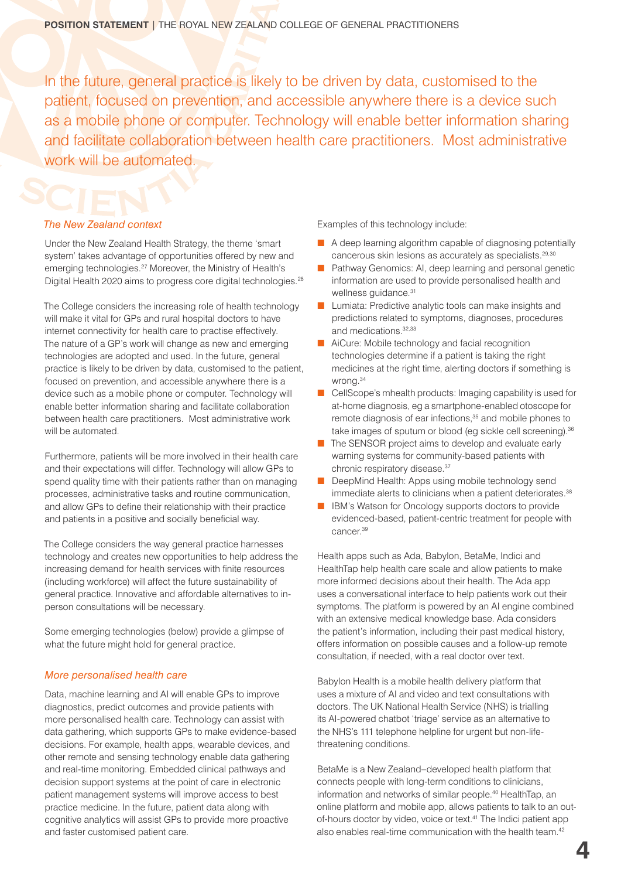In the future, general practice is likely to be driven by data, customised to the patient, focused on prevention, and accessible anywhere there is a device such as a mobile phone or computer. Technology will enable better information sharing and facilitate collaboration between health care practitioners. Most administrative work will be automated.

### *The New Zealand context*

Under the New Zealand Health Strategy, the theme 'smart system' takes advantage of opportunities offered by new and emerging technologies.[27] Moreover, the Ministry of Health's Digital Health 2020 aims to progress core digital technologies.[28]

The College considers the increasing role of health technology will make it vital for GPs and rural hospital doctors to have internet connectivity for health care to practise effectively. The nature of a GP's work will change as new and emerging technologies are adopted and used. In the future, general practice is likely to be driven by data, customised to the patient, focused on prevention, and accessible anywhere there is a device such as a mobile phone or computer. Technology will enable better information sharing and facilitate collaboration between health care practitioners. Most administrative work will be automated.

Furthermore, patients will be more involved in their health care and their expectations will differ. Technology will allow GPs to spend quality time with their patients rather than on managing processes, administrative tasks and routine communication, and allow GPs to define their relationship with their practice and patients in a positive and socially beneficial way.

The College considers the way general practice harnesses technology and creates new opportunities to help address the increasing demand for health services with finite resources (including workforce) will affect the future sustainability of general practice. Innovative and affordable alternatives to in-person consultations will be necessary.

Some emerging technologies (below) provide a glimpse of what the future might hold for general practice.

### *More personalised health care*

Data, machine learning and AI will enable GPs to improve diagnostics, predict outcomes and provide patients with more personalised health care. Technology can assist with data gathering, which supports GPs to make evidence-based decisions. For example, health apps, wearable devices, and other remote and sensing technology enable data gathering and real-time monitoring. Embedded clinical pathways and decision support systems at the point of care in electronic patient management systems will improve access to best practice medicine. In the future, patient data along with cognitive analytics will assist GPs to provide more proactive and faster customised patient care.

Examples of this technology include:

- A deep learning algorithm capable of diagnosing potentially cancerous skin lesions as accurately as specialists.[29,30]
- Pathway Genomics: AI, deep learning and personal genetic information are used to provide personalised health and wellness guidance.[31]
- Lumiata: Predictive analytic tools can make insights and predictions related to symptoms, diagnoses, procedures and medications.[32,33]
- AiCure: Mobile technology and facial recognition technologies determine if a patient is taking the right medicines at the right time, alerting doctors if something is wrong.[34]
- CellScope's mhealth products: Imaging capability is used for at-home diagnosis, eg a smartphone-enabled otoscope for remote diagnosis of ear infections,[35] and mobile phones to take images of sputum or blood (eg sickle cell screening).[36]
- The SENSOR project aims to develop and evaluate early warning systems for community-based patients with chronic respiratory disease.[37]
- DeepMind Health: Apps using mobile technology send immediate alerts to clinicians when a patient deteriorates.[38]
- IBM's Watson for Oncology supports doctors to provide evidenced-based, patient-centric treatment for people with cancer.[39]

Health apps such as Ada, Babylon, BetaMe, Indici and HealthTap help health care scale and allow patients to make more informed decisions about their health. The Ada app uses a conversational interface to help patients work out their symptoms. The platform is powered by an AI engine combined with an extensive medical knowledge base. Ada considers the patient's information, including their past medical history, offers information on possible causes and a follow-up remote consultation, if needed, with a real doctor over text.

Babylon Health is a mobile health delivery platform that uses a mixture of AI and video and text consultations with doctors. The UK National Health Service (NHS) is trialling its AI-powered chatbot 'triage' service as an alternative to the NHS's 111 telephone helpline for urgent but non-life-threatening conditions.

BetaMe is a New Zealand–developed health platform that connects people with long-term conditions to clinicians, information and networks of similar people.[40] HealthTap, an online platform and mobile app, allows patients to talk to an out-of-hours doctor by video, voice or text.[41] The Indici patient app also enables real-time communication with the health team.[42]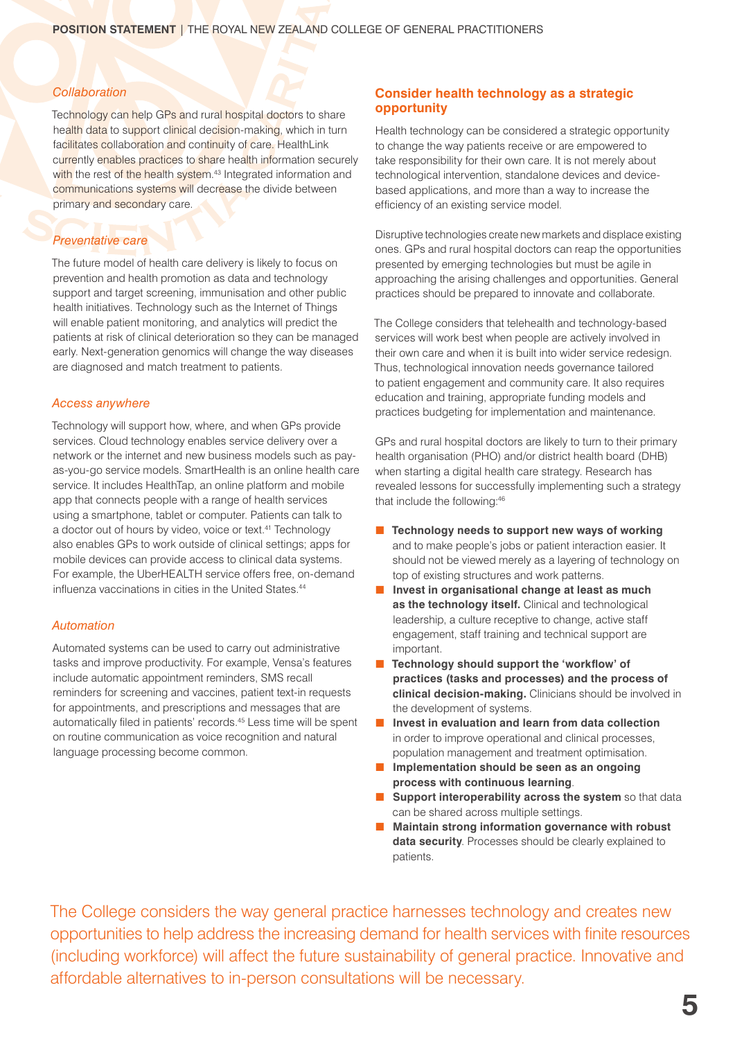### *Collaboration*

Technology can help GPs and rural hospital doctors to share health data to support clinical decision-making, which in turn facilitates collaboration and continuity of care. HealthLink currently enables practices to share health information securely with the rest of the health system.[43] Integrated information and communications systems will decrease the divide between primary and secondary care.

### *Preventative care*

The future model of health care delivery is likely to focus on prevention and health promotion as data and technology support and target screening, immunisation and other public health initiatives. Technology such as the Internet of Things will enable patient monitoring, and analytics will predict the patients at risk of clinical deterioration so they can be managed early. Next-generation genomics will change the way diseases are diagnosed and match treatment to patients.

### *Access anywhere*

Technology will support how, where, and when GPs provide services. Cloud technology enables service delivery over a network or the internet and new business models such as pay-as-you-go service models. SmartHealth is an online health care service. It includes HealthTap, an online platform and mobile app that connects people with a range of health services using a smartphone, tablet or computer. Patients can talk to a doctor out of hours by video, voice or text.[41] Technology also enables GPs to work outside of clinical settings; apps for mobile devices can provide access to clinical data systems. For example, the UberHEALTH service offers free, on-demand influenza vaccinations in cities in the United States.[44]

### *Automation*

Automated systems can be used to carry out administrative tasks and improve productivity. For example, Vensa's features include automatic appointment reminders, SMS recall reminders for screening and vaccines, patient text-in requests for appointments, and prescriptions and messages that are automatically filed in patients' records.[45] Less time will be spent on routine communication as voice recognition and natural language processing become common.

## Consider health technology as a strategic opportunity

Health technology can be considered a strategic opportunity to change the way patients receive or are empowered to take responsibility for their own care. It is not merely about technological intervention, standalone devices and device-based applications, and more than a way to increase the efficiency of an existing service model.

Disruptive technologies create new markets and displace existing ones. GPs and rural hospital doctors can reap the opportunities presented by emerging technologies but must be agile in approaching the arising challenges and opportunities. General practices should be prepared to innovate and collaborate.

The College considers that telehealth and technology-based services will work best when people are actively involved in their own care and when it is built into wider service redesign. Thus, technological innovation needs governance tailored to patient engagement and community care. It also requires education and training, appropriate funding models and practices budgeting for implementation and maintenance.

GPs and rural hospital doctors are likely to turn to their primary health organisation (PHO) and/or district health board (DHB) when starting a digital health care strategy. Research has revealed lessons for successfully implementing such a strategy that include the following:[46]

- **Technology needs to support new ways of working** and to make people's jobs or patient interaction easier. It should not be viewed merely as a layering of technology on top of existing structures and work patterns.
- **Invest in organisational change at least as much as the technology itself.** Clinical and technological leadership, a culture receptive to change, active staff engagement, staff training and technical support are important.
- **Technology should support the 'workflow' of practices (tasks and processes) and the process of clinical decision-making.** Clinicians should be involved in the development of systems.
- **Invest in evaluation and learn from data collection** in order to improve operational and clinical processes, population management and treatment optimisation.
- **Implementation should be seen as an ongoing process with continuous learning**.
- **Support interoperability across the system** so that data can be shared across multiple settings.
- **Maintain strong information governance with robust data security**. Processes should be clearly explained to patients.

The College considers the way general practice harnesses technology and creates new opportunities to help address the increasing demand for health services with finite resources (including workforce) will affect the future sustainability of general practice. Innovative and affordable alternatives to in-person consultations will be necessary.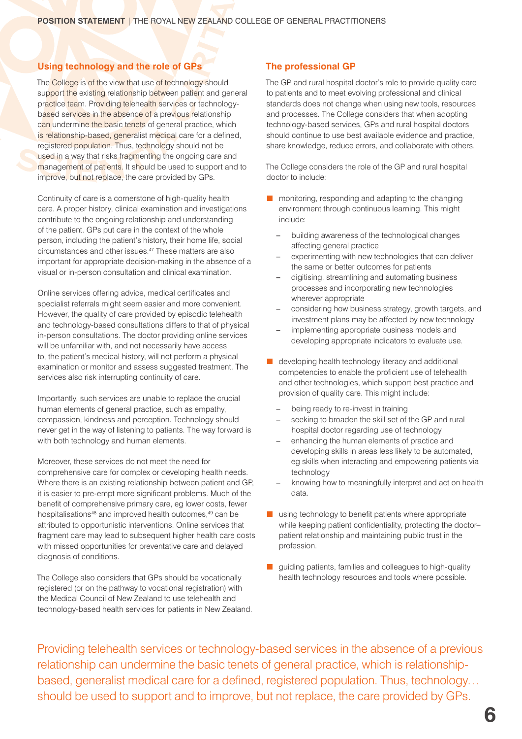## Using technology and the role of GPs

The College is of the view that use of technology should support the existing relationship between patient and general practice team. Providing telehealth services or technology-based services in the absence of a previous relationship can undermine the basic tenets of general practice, which is relationship-based, generalist medical care for a defined, registered population. Thus, technology should not be used in a way that risks fragmenting the ongoing care and management of patients. It should be used to support and to improve, but not replace, the care provided by GPs.

Continuity of care is a cornerstone of high-quality health care. A proper history, clinical examination and investigations contribute to the ongoing relationship and understanding of the patient. GPs put care in the context of the whole person, including the patient's history, their home life, social circumstances and other issues.[47] These matters are also important for appropriate decision-making in the absence of a visual or in-person consultation and clinical examination.

Online services offering advice, medical certificates and specialist referrals might seem easier and more convenient. However, the quality of care provided by episodic telehealth and technology-based consultations differs to that of physical in-person consultations. The doctor providing online services will be unfamiliar with, and not necessarily have access to, the patient's medical history, will not perform a physical examination or monitor and assess suggested treatment. The services also risk interrupting continuity of care.

Importantly, such services are unable to replace the crucial human elements of general practice, such as empathy, compassion, kindness and perception. Technology should never get in the way of listening to patients. The way forward is with both technology and human elements.

Moreover, these services do not meet the need for comprehensive care for complex or developing health needs. Where there is an existing relationship between patient and GP, it is easier to pre-empt more significant problems. Much of the benefit of comprehensive primary care, eg lower costs, fewer hospitalisations[48] and improved health outcomes,[49] can be attributed to opportunistic interventions. Online services that fragment care may lead to subsequent higher health care costs with missed opportunities for preventative care and delayed diagnosis of conditions.

The College also considers that GPs should be vocationally registered (or on the pathway to vocational registration) with the Medical Council of New Zealand to use telehealth and technology-based health services for patients in New Zealand.

## The professional GP

The GP and rural hospital doctor's role to provide quality care to patients and to meet evolving professional and clinical standards does not change when using new tools, resources and processes. The College considers that when adopting technology-based services, GPs and rural hospital doctors should continue to use best available evidence and practice, share knowledge, reduce errors, and collaborate with others.

The College considers the role of the GP and rural hospital doctor to include:

- monitoring, responding and adapting to the changing environment through continuous learning. This might include:
  - building awareness of the technological changes affecting general practice
  - experimenting with new technologies that can deliver the same or better outcomes for patients
  - digitising, streamlining and automating business processes and incorporating new technologies wherever appropriate
  - considering how business strategy, growth targets, and investment plans may be affected by new technology
  - implementing appropriate business models and developing appropriate indicators to evaluate use.
- developing health technology literacy and additional competencies to enable the proficient use of telehealth and other technologies, which support best practice and provision of quality care. This might include:
  - being ready to re-invest in training
  - seeking to broaden the skill set of the GP and rural hospital doctor regarding use of technology
  - enhancing the human elements of practice and developing skills in areas less likely to be automated, eg skills when interacting and empowering patients via technology
  - knowing how to meaningfully interpret and act on health data.
- using technology to benefit patients where appropriate while keeping patient confidentiality, protecting the doctor–patient relationship and maintaining public trust in the profession.
- guiding patients, families and colleagues to high-quality health technology resources and tools where possible.

Providing telehealth services or technology-based services in the absence of a previous relationship can undermine the basic tenets of general practice, which is relationship-based, generalist medical care for a defined, registered population. Thus, technology… should be used to support and to improve, but not replace, the care provided by GPs.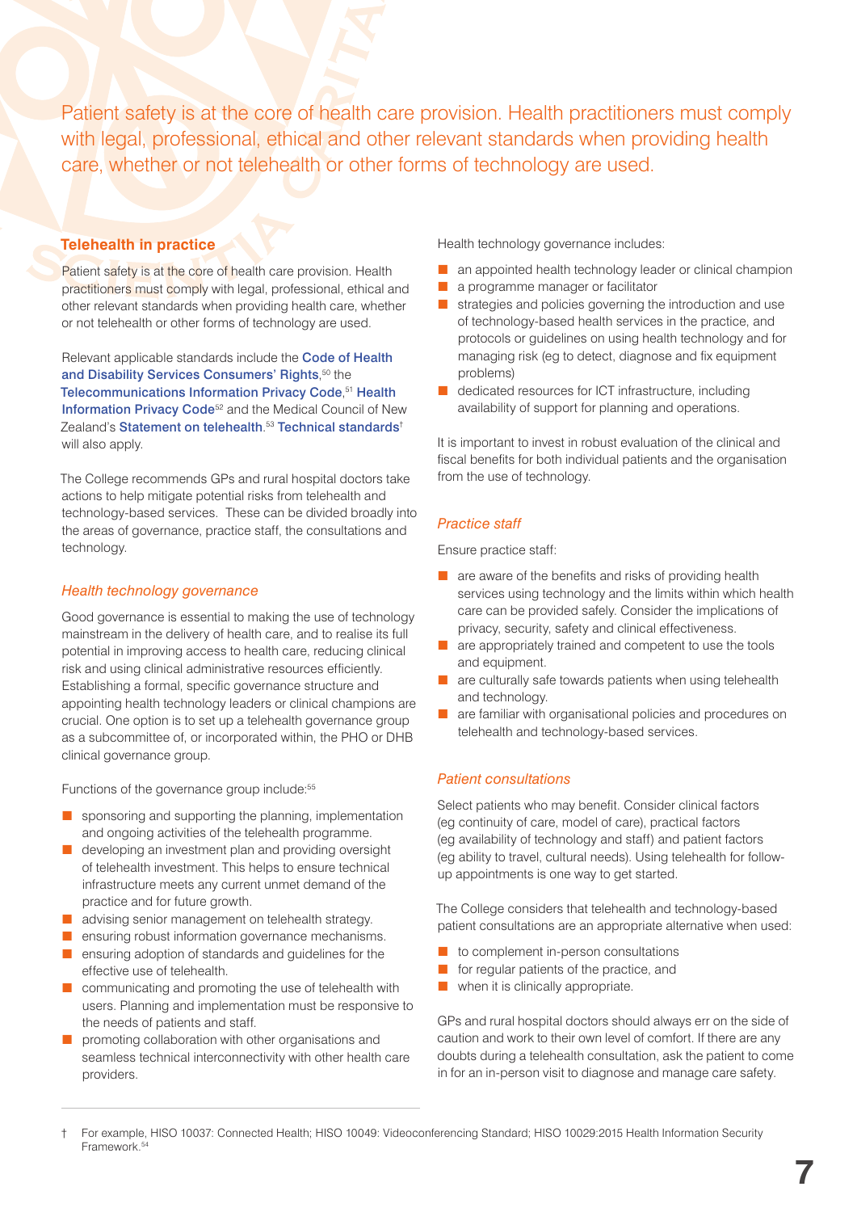Patient safety is at the core of health care provision. Health practitioners must comply with legal, professional, ethical and other relevant standards when providing health care, whether or not telehealth or other forms of technology are used.

## Telehealth in practice

Patient safety is at the core of health care provision. Health practitioners must comply with legal, professional, ethical and other relevant standards when providing health care, whether or not telehealth or other forms of technology are used.

Relevant applicable standards include the Code of Health and Disability Services Consumers' Rights,[50] the Telecommunications Information Privacy Code,[51] Health Information Privacy Code[52] and the Medical Council of New Zealand's Statement on telehealth.[53] Technical standards[†] will also apply.

The College recommends GPs and rural hospital doctors take actions to help mitigate potential risks from telehealth and technology-based services. These can be divided broadly into the areas of governance, practice staff, the consultations and technology.

### *Health technology governance*

Good governance is essential to making the use of technology mainstream in the delivery of health care, and to realise its full potential in improving access to health care, reducing clinical risk and using clinical administrative resources efficiently. Establishing a formal, specific governance structure and appointing health technology leaders or clinical champions are crucial. One option is to set up a telehealth governance group as a subcommittee of, or incorporated within, the PHO or DHB clinical governance group.

Functions of the governance group include:[55]

- sponsoring and supporting the planning, implementation and ongoing activities of the telehealth programme.
- developing an investment plan and providing oversight of telehealth investment. This helps to ensure technical infrastructure meets any current unmet demand of the practice and for future growth.
- advising senior management on telehealth strategy.
- ensuring robust information governance mechanisms.
- ensuring adoption of standards and guidelines for the effective use of telehealth.
- communicating and promoting the use of telehealth with users. Planning and implementation must be responsive to the needs of patients and staff.
- promoting collaboration with other organisations and seamless technical interconnectivity with other health care providers.

Health technology governance includes:

- an appointed health technology leader or clinical champion
- a programme manager or facilitator
- strategies and policies governing the introduction and use of technology-based health services in the practice, and protocols or guidelines on using health technology and for managing risk (eg to detect, diagnose and fix equipment problems)
- dedicated resources for ICT infrastructure, including availability of support for planning and operations.

It is important to invest in robust evaluation of the clinical and fiscal benefits for both individual patients and the organisation from the use of technology.

### *Practice staff*

Ensure practice staff:

- are aware of the benefits and risks of providing health services using technology and the limits within which health care can be provided safely. Consider the implications of privacy, security, safety and clinical effectiveness.
- are appropriately trained and competent to use the tools and equipment.
- are culturally safe towards patients when using telehealth and technology.
- are familiar with organisational policies and procedures on telehealth and technology-based services.

### *Patient consultations*

Select patients who may benefit. Consider clinical factors (eg continuity of care, model of care), practical factors (eg availability of technology and staff) and patient factors (eg ability to travel, cultural needs). Using telehealth for follow-up appointments is one way to get started.

The College considers that telehealth and technology-based patient consultations are an appropriate alternative when used:

- to complement in-person consultations
- for regular patients of the practice, and
- when it is clinically appropriate.

GPs and rural hospital doctors should always err on the side of caution and work to their own level of comfort. If there are any doubts during a telehealth consultation, ask the patient to come in for an in-person visit to diagnose and manage care safety.

† For example, HISO 10037: Connected Health; HISO 10049: Videoconferencing Standard; HISO 10029:2015 Health Information Security Framework.[54]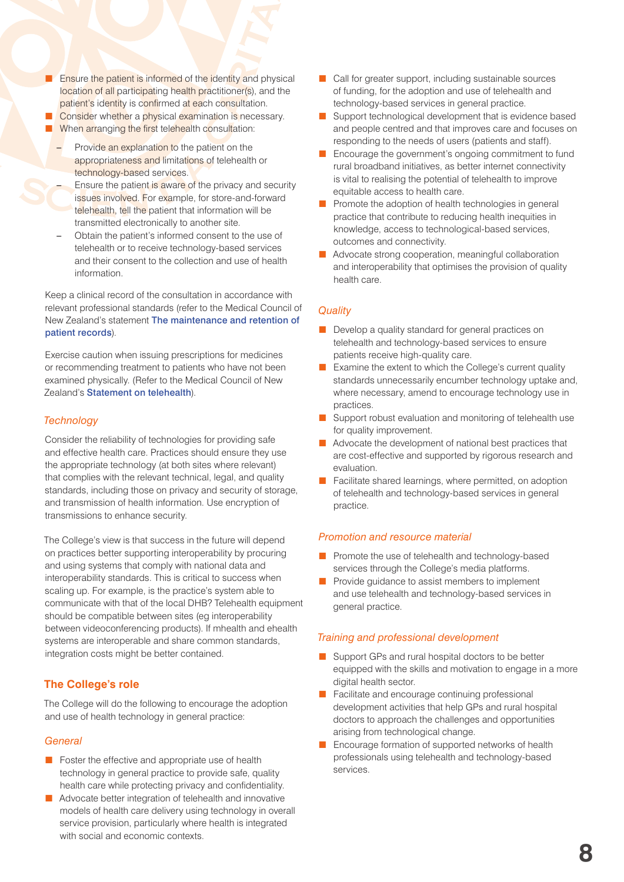- Ensure the patient is informed of the identity and physical location of all participating health practitioner(s), and the patient's identity is confirmed at each consultation.
- Consider whether a physical examination is necessary.
- When arranging the first telehealth consultation:
  - Provide an explanation to the patient on the appropriateness and limitations of telehealth or technology-based services.
  - Ensure the patient is aware of the privacy and security issues involved. For example, for store-and-forward telehealth, tell the patient that information will be transmitted electronically to another site.
  - Obtain the patient's informed consent to the use of telehealth or to receive technology-based services and their consent to the collection and use of health information.

Keep a clinical record of the consultation in accordance with relevant professional standards (refer to the Medical Council of New Zealand's statement **The maintenance and retention of patient records**).

Exercise caution when issuing prescriptions for medicines or recommending treatment to patients who have not been examined physically. (Refer to the Medical Council of New Zealand's **Statement on telehealth**).

### *Technology*

Consider the reliability of technologies for providing safe and effective health care. Practices should ensure they use the appropriate technology (at both sites where relevant) that complies with the relevant technical, legal, and quality standards, including those on privacy and security of storage, and transmission of health information. Use encryption of transmissions to enhance security.

The College's view is that success in the future will depend on practices better supporting interoperability by procuring and using systems that comply with national data and interoperability standards. This is critical to success when scaling up. For example, is the practice's system able to communicate with that of the local DHB? Telehealth equipment should be compatible between sites (eg interoperability between videoconferencing products). If mhealth and ehealth systems are interoperable and share common standards, integration costs might be better contained.

## The College's role

The College will do the following to encourage the adoption and use of health technology in general practice:

### *General*

- Foster the effective and appropriate use of health technology in general practice to provide safe, quality health care while protecting privacy and confidentiality.
- Advocate better integration of telehealth and innovative models of health care delivery using technology in overall service provision, particularly where health is integrated with social and economic contexts.
- Call for greater support, including sustainable sources of funding, for the adoption and use of telehealth and technology-based services in general practice.
- Support technological development that is evidence based and people centred and that improves care and focuses on responding to the needs of users (patients and staff).
- Encourage the government's ongoing commitment to fund rural broadband initiatives, as better internet connectivity is vital to realising the potential of telehealth to improve equitable access to health care.
- Promote the adoption of health technologies in general practice that contribute to reducing health inequities in knowledge, access to technological-based services, outcomes and connectivity.
- Advocate strong cooperation, meaningful collaboration and interoperability that optimises the provision of quality health care.

### *Quality*

- Develop a quality standard for general practices on telehealth and technology-based services to ensure patients receive high-quality care.
- Examine the extent to which the College's current quality standards unnecessarily encumber technology uptake and, where necessary, amend to encourage technology use in practices.
- Support robust evaluation and monitoring of telehealth use for quality improvement.
- Advocate the development of national best practices that are cost-effective and supported by rigorous research and evaluation.
- Facilitate shared learnings, where permitted, on adoption of telehealth and technology-based services in general practice.

### *Promotion and resource material*

- Promote the use of telehealth and technology-based services through the College's media platforms.
- Provide guidance to assist members to implement and use telehealth and technology-based services in general practice.

### *Training and professional development*

- Support GPs and rural hospital doctors to be better equipped with the skills and motivation to engage in a more digital health sector.
- Facilitate and encourage continuing professional development activities that help GPs and rural hospital doctors to approach the challenges and opportunities arising from technological change.
- Encourage formation of supported networks of health professionals using telehealth and technology-based services.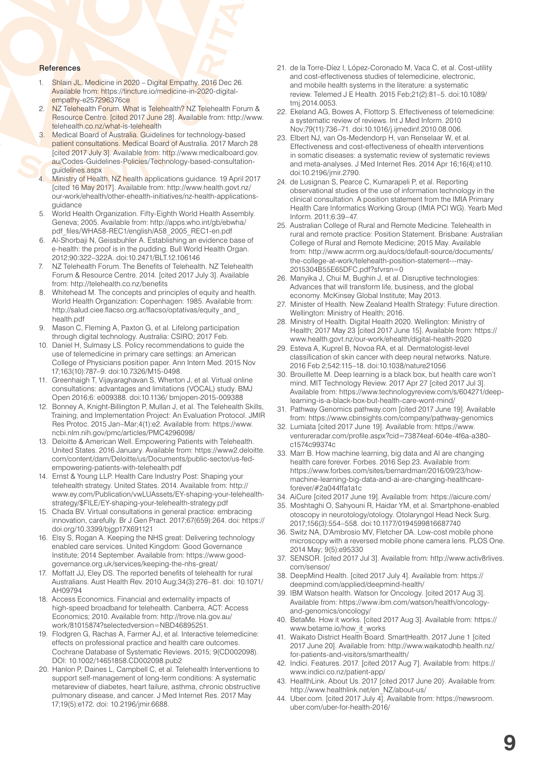## References

1. Shlain JL. Medicine in 2020 – Digital Empathy. 2016 Dec 26. Available from: https://tincture.io/medicine-in-2020-digital-empathy-e257296376ce
2. NZ Telehealth Forum. What is Telehealth? NZ Telehealth Forum & Resource Centre. [cited 2017 June 28]. Available from: http://www.telehealth.co.nz/what-is-telehealth
3. Medical Board of Australia. Guidelines for technology-based patient consultations. Medical Board of Australia. 2017 March 28 [cited 2017 July 3]. Available from: http://www.medicalboard.gov.au/Codes-Guidelines-Policies/Technology-based-consultation-guidelines.aspx
4. Ministry of Health. NZ health applications guidance. 19 April 2017 [cited 16 May 2017]. Available from: http://www.health.govt.nz/our-work/ehealth/other-ehealth-initiatives/nz-health-applications-guidance
5. World Health Organization. Fifty-Eighth World Health Assembly. Geneva; 2005. Available from: http://apps.who.int/gb/ebwha/pdf_files/WHA58-REC1/english/A58_2005_REC1-en.pdf
6. Al-Shorbaji N, Geissbuhler A. Establishing an evidence base of e-health: the proof is in the pudding. Bull World Health Organ. 2012;90:322–322A. doi:10.2471/BLT.12.106146
7. NZ Telehealth Forum. The Benefits of Telehealth. NZ Telehealth Forum & Resource Centre. 2014. [cited 2017 July 3]. Available from: http://telehealth.co.nz/benefits
8. Whitehead M. The concepts and principles of equity and health. World Health Organization: Copenhagen: 1985. Available from: http://salud.ciee.flacso.org.ar/flacso/optativas/equity_and_health.pdf
9. Mason C, Fleming A, Paxton G, et al. Lifelong participation through digital technology. Australia: CSIRO; 2017 Feb.
10. Daniel H, Sulmasy LS. Policy recommendations to guide the use of telemedicine in primary care settings: an American College of Physicians position paper. Ann Intern Med. 2015 Nov 17;163(10):787–9. doi:10.7326/M15-0498.
11. Greenhaigh T, Vijayaraghavan S, Wherton J, et al. Virtual online consultations: advantages and limitations (VOCAL) study. BMJ Open 2016;6: e009388. doi:10.1136/ bmjopen-2015-009388
12. Bonney A, Knight-Billington P, Mullan J, et al. The Telehealth Skills, Training, and Implementation Project: An Evaluation Protocol. JMIR Res Protoc. 2015 Jan–Mar;4(1):e2. Available from: https://www.ncbi.nlm.nih.gov/pmc/articles/PMC4296098/
13. Deloitte & American Well. Empowering Patients with Telehealth. United States. 2016 January. Available from: https://www2.deloitte.com/content/dam/Deloitte/us/Documents/public-sector/us-fed-empowering-patients-with-telehealth.pdf
14. Ernst & Young LLP. Health Care Industry Post: Shaping your telehealth strategy. United States. 2014. Available from: http://www.ey.com/Publication/vwLUAssets/EY-shaping-your-telehealth-strategy/$FILE/EY-shaping-your-telehealth-strategy.pdf
15. Chada BV. Virtual consultations in general practice: embracing innovation, carefully. Br J Gen Pract. 2017;67(659):264. doi: https://doi.org/10.3399/bjgp17X691121
16. Elsy S, Rogan A. Keeping the NHS great: Delivering technology enabled care services. United Kingdom: Good Governance Institute; 2014 September. Available from: https://www.good-governance.org.uk/services/keeping-the-nhs-great/
17. Moffatt JJ, Eley DS. The reported benefits of telehealth for rural Australians. Aust Health Rev. 2010 Aug;34(3):276–81. doi: 10.1071/AH09794
18. Access Economics. Financial and externality impacts of high-speed broadband for telehealth. Canberra, ACT: Access Economics; 2010. Available from: http://trove.nla.gov.au/work/81015874?selectedversion=NBD46895251.
19. Flodgren G, Rachas A, Farmer AJ, et al. Interactive telemedicine: effects on professional practice and health care outcomes. Cochrane Database of Systematic Reviews. 2015; 9(CD002098). DOI: 10.1002/14651858.CD002098.pub2
20. Hanlon P, Daines L, Campbell C, et al. Telehealth Interventions to support self-management of long-term conditions: A systematic metareview of diabetes, heart failure, asthma, chronic obstructive pulmonary disease, and cancer. J Med Internet Res. 2017 May 17;19(5):e172. doi: 10.2196/jmir.6688.
21. de la Torre-Díez I, López-Coronado M, Vaca C, et al. Cost-utility and cost-effectiveness studies of telemedicine, electronic, and mobile health systems in the literature: a systematic review. Telemed J E Health. 2015 Feb;21(2):81–5. doi:10.1089/tmj.2014.0053.
22. Ekeland AG, Bowes A, Flottorp S. Effectiveness of telemedicine: a systematic review of reviews. Int J Med Inform. 2010 Nov;79(11):736–71. doi:10.1016/j.ijmedinf.2010.08.006.
23. Elbert NJ, van Os-Medendorp H, van Renselaar W, et al. Effectiveness and cost-effectiveness of ehealth interventions in somatic diseases: a systematic review of systematic reviews and meta-analyses. J Med Internet Res. 2014 Apr 16;16(4):e110. doi:10.2196/jmir.2790.
24. de Lusignan S, Pearce C, Kumarapeli P, et al. Reporting observational studies of the use of information technology in the clinical consultation. A position statement from the IMIA Primary Health Care Informatics Working Group (IMIA PCI WG). Yearb Med Inform. 2011;6:39–47.
25. Australian College of Rural and Remote Medicine. Telehealth in rural and remote practice: Position Statement. Brisbane: Australian College of Rural and Remote Medicine; 2015 May. Available from: http://www.acrrm.org.au/docs/default-source/documents/the-college-at-work/telehealth-position-statement---may-2015304B55E65DFC.pdf?sfvrsn=0
26. Manyika J, Chui M, Bughin J, et al. Disruptive technologies: Advances that will transform life, business, and the global economy. McKinsey Global Institute; May 2013.
27. Minister of Health. New Zealand Health Strategy: Future direction. Wellington: Ministry of Health; 2016.
28. Ministry of Health. Digital Health 2020. Wellington: Ministry of Health; 2017 May 23 [cited 2017 June 15]. Available from: https://www.health.govt.nz/our-work/ehealth/digital-health-2020
29. Esteva A, Kuprel B, Novoa RA, et al. Dermatologist-level classification of skin cancer with deep neural networks. Nature. 2016 Feb 2;542:115–18. doi:10.1038/nature21056
30. Brouillette M. Deep learning is a black box, but health care won't mind. MIT Technology Review. 2017 Apr 27 [cited 2017 Jul 3]. Available from: https://www.technologyreview.com/s/604271/deep-learning-is-a-black-box-but-health-care-wont-mind/
31. Pathway Genomics pathway.com [cited 2017 June 19]. Available from: https://www.cbinsights.com/company/pathway-genomics
32. Lumiata [cited 2017 June 19]. Available from: https://www.ventureradar.com/profile.aspx?cid=73874eaf-604e-4f6a-a380-c1574c99374c
33. Marr B. How machine learning, big data and AI are changing health care forever. Forbes. 2016 Sep 23. Available from: https://www.forbes.com/sites/bernardmarr/2016/09/23/how-machine-learning-big-data-and-ai-are-changing-healthcare-forever/#2a044ffa1a1c
34. AiCure [cited 2017 June 19]. Available from: https://aicure.com/
35. Moshtaghi O, Sahyouni R, Haidar YM, et al. Smartphone-enabled otoscopy in neurotology/otology. Otolaryngol Head Neck Surg. 2017;156(3):554–558. doi:10.1177/0194599816687740
36. Switz NA, D'Ambrosio MV, Fletcher DA. Low-cost mobile phone microscopy with a reversed mobile phone camera lens. PLOS One. 2014 May; 9(5):e95330
37. SENSOR. [cited 2017 Jul 3]. Available from: http://www.activ8rlives.com/sensor/
38. DeepMind Health. [cited 2017 July 4]. Available from: https://deepmind.com/applied/deepmind-health/
39. IBM Watson health. Watson for Oncology. [cited 2017 Aug 3]. Available from: https://www.ibm.com/watson/health/oncology-and-genomics/oncology/
40. BetaMe. How it works. [cited 2017 Aug 3]. Available from: https://www.betame.io/how_it_works
41. Waikato District Health Board. SmartHealth. 2017 June 1 [cited 2017 June 20]. Available from: http://www.waikatodhb.health.nz/for-patients-and-visitors/smarthealth/
42. Indici. Features. 2017. [cited 2017 Aug 7]. Available from: https://www.indici.co.nz/patient-app/
43. HealthLink. About Us. 2017 [cited 2017 June 20}. Available from: http://www.healthlink.net/en_NZ/about-us/
44. Uber.com. [cited 2017 July 4]. Available from: https://newsroom.uber.com/uber-for-health-2016/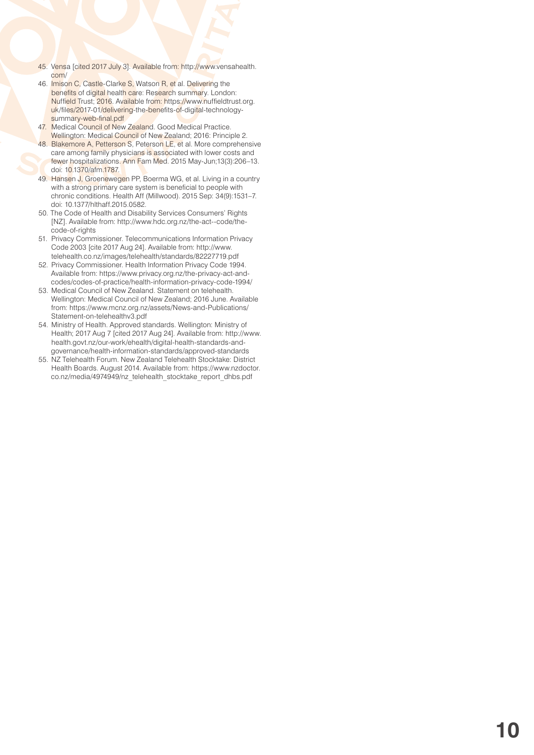45. Vensa [cited 2017 July 3]. Available from: http://www.vensahealth.com/
46. Imison C, Castle-Clarke S, Watson R, et al. Delivering the benefits of digital health care: Research summary. London: Nuffield Trust; 2016. Available from: https://www.nuffieldtrust.org.uk/files/2017-01/delivering-the-benefits-of-digital-technology-summary-web-final.pdf
47. Medical Council of New Zealand. Good Medical Practice. Wellington: Medical Council of New Zealand; 2016: Principle 2.
48. Blakemore A, Petterson S, Peterson LE, et al. More comprehensive care among family physicians is associated with lower costs and fewer hospitalizations. Ann Fam Med. 2015 May-Jun;13(3):206–13. doi: 10.1370/afm.1787.
49. Hansen J, Groenewegen PP, Boerma WG, et al. Living in a country with a strong primary care system is beneficial to people with chronic conditions. Health Aff (Millwood). 2015 Sep: 34(9):1531–7. doi: 10.1377/hlthaff.2015.0582.
50. The Code of Health and Disability Services Consumers' Rights [NZ]. Available from: http://www.hdc.org.nz/the-act--code/the-code-of-rights
51. Privacy Commissioner. Telecommunications Information Privacy Code 2003 [cite 2017 Aug 24]. Available from: http://www.telehealth.co.nz/images/telehealth/standards/82227719.pdf
52. Privacy Commissioner. Health Information Privacy Code 1994. Available from: https://www.privacy.org.nz/the-privacy-act-and-codes/codes-of-practice/health-information-privacy-code-1994/
53. Medical Council of New Zealand. Statement on telehealth. Wellington: Medical Council of New Zealand; 2016 June. Available from: https://www.mcnz.org.nz/assets/News-and-Publications/Statement-on-telehealthv3.pdf
54. Ministry of Health. Approved standards. Wellington: Ministry of Health; 2017 Aug 7 [cited 2017 Aug 24]. Available from: http://www.health.govt.nz/our-work/ehealth/digital-health-standards-and-governance/health-information-standards/approved-standards
55. NZ Telehealth Forum. New Zealand Telehealth Stocktake: District Health Boards. August 2014. Available from: https://www.nzdoctor.co.nz/media/4974949/nz_telehealth_stocktake_report_dhbs.pdf